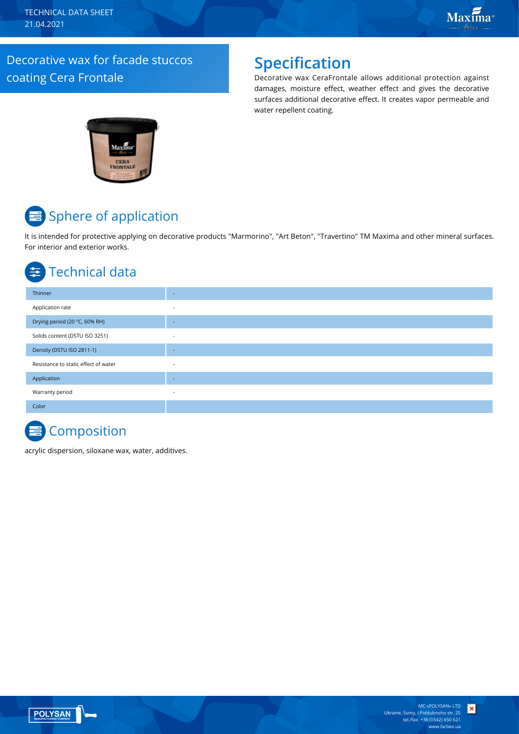# Decorative wax for facade stuccos coating Cera Frontale

## Specification

Decorative wax CeraFrontale allows additional protection against damages, moisture effect, weather effect and gives the decorative surfaces additional decorative effect. It creates vapor permeable and water repellent coating.

## Sphere of application

It is intended for protective applying on decorative products "Marmorino", "Art Beton", "Travertino" TM Maxima and other mineral surfaces. For interior and exterior works.

## Technical data

| | |
|---|---|
| Thinner | - |
| Application rate | - |
| Drying period (20 °C, 60% RH) | - |
| Solids content (DSTU ISO 3251) | - |
| Density (DSTU ISO 2811-1) | - |
| Resistance to static effect of water | - |
| Application | - |
| Warranty period | - |
| Color | |

## Composition

acrylic dispersion, siloxane wax, water, additives.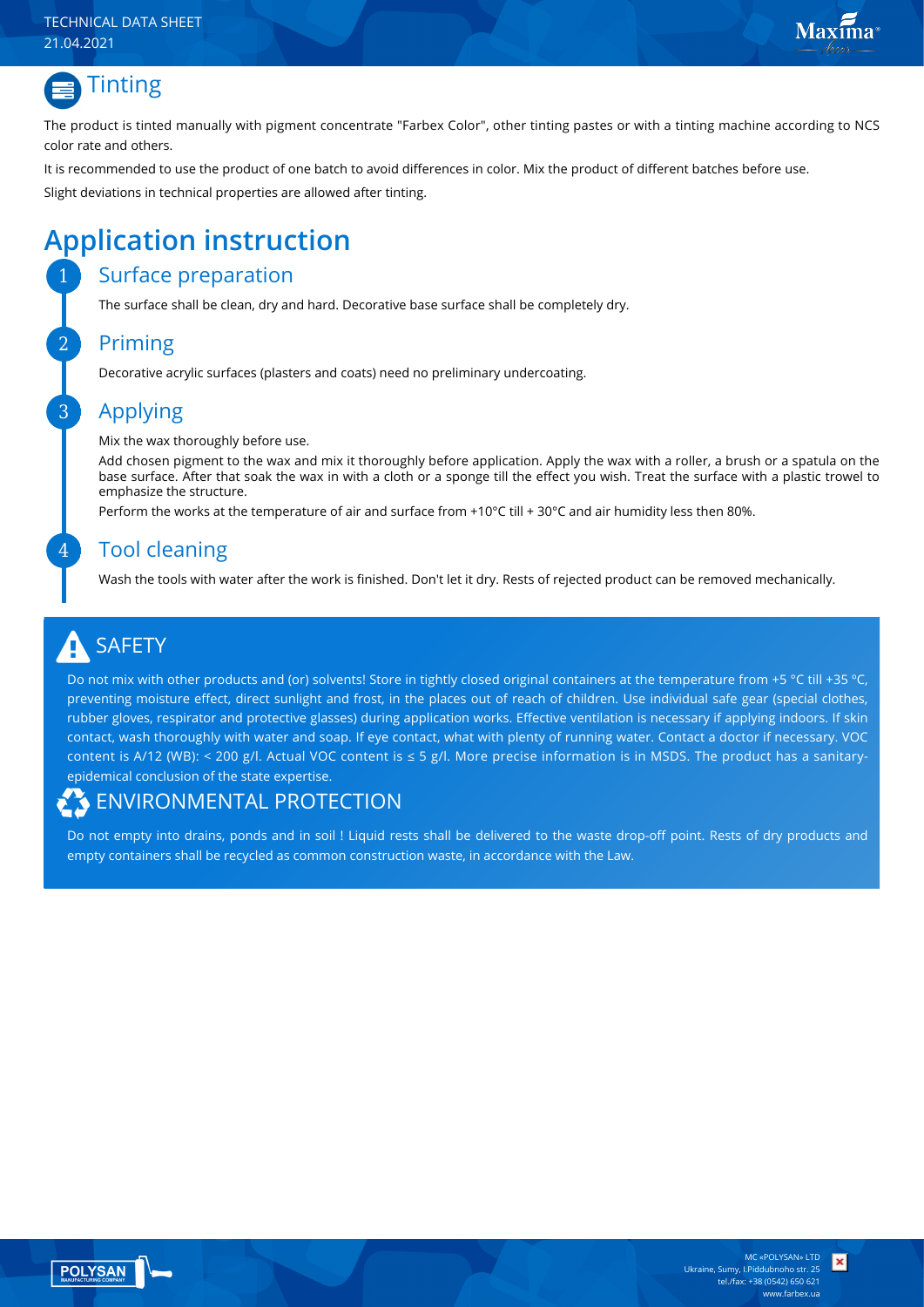## Tinting

The product is tinted manually with pigment concentrate "Farbex Color", other tinting pastes or with a tinting machine according to NCS color rate and others.

It is recommended to use the product of one batch to avoid differences in color. Mix the product of different batches before use.

Slight deviations in technical properties are allowed after tinting.

# Application instruction

### 1 Surface preparation

The surface shall be clean, dry and hard. Decorative base surface shall be completely dry.

### 2 Priming

Decorative acrylic surfaces (plasters and coats) need no preliminary undercoating.

### 3 Applying

Mix the wax thoroughly before use.

Add chosen pigment to the wax and mix it thoroughly before application. Apply the wax with a roller, a brush or a spatula on the base surface. After that soak the wax in with a cloth or a sponge till the effect you wish. Treat the surface with a plastic trowel to emphasize the structure.

Perform the works at the temperature of air and surface from +10°C till + 30°C and air humidity less then 80%.

### 4 Tool cleaning

Wash the tools with water after the work is finished. Don't let it dry. Rests of rejected product can be removed mechanically.

## SAFETY

Do not mix with other products and (or) solvents! Store in tightly closed original containers at the temperature from +5 °C till +35 °C, preventing moisture effect, direct sunlight and frost, in the places out of reach of children. Use individual safe gear (special clothes, rubber gloves, respirator and protective glasses) during application works. Effective ventilation is necessary if applying indoors. If skin contact, wash thoroughly with water and soap. If eye contact, what with plenty of running water. Contact a doctor if necessary. VOC content is A/12 (WB): < 200 g/l. Actual VOC content is ≤ 5 g/l. More precise information is in MSDS. The product has a sanitary-epidemical conclusion of the state expertise.

## ENVIRONMENTAL PROTECTION

Do not empty into drains, ponds and in soil ! Liquid rests shall be delivered to the waste drop-off point. Rests of dry products and empty containers shall be recycled as common construction waste, in accordance with the Law.

MC «POLYSAN» LTD
Ukraine, Sumy, I.Piddubnoho str. 25
tel./fax: +38 (0542) 650 621
www.farbex.ua